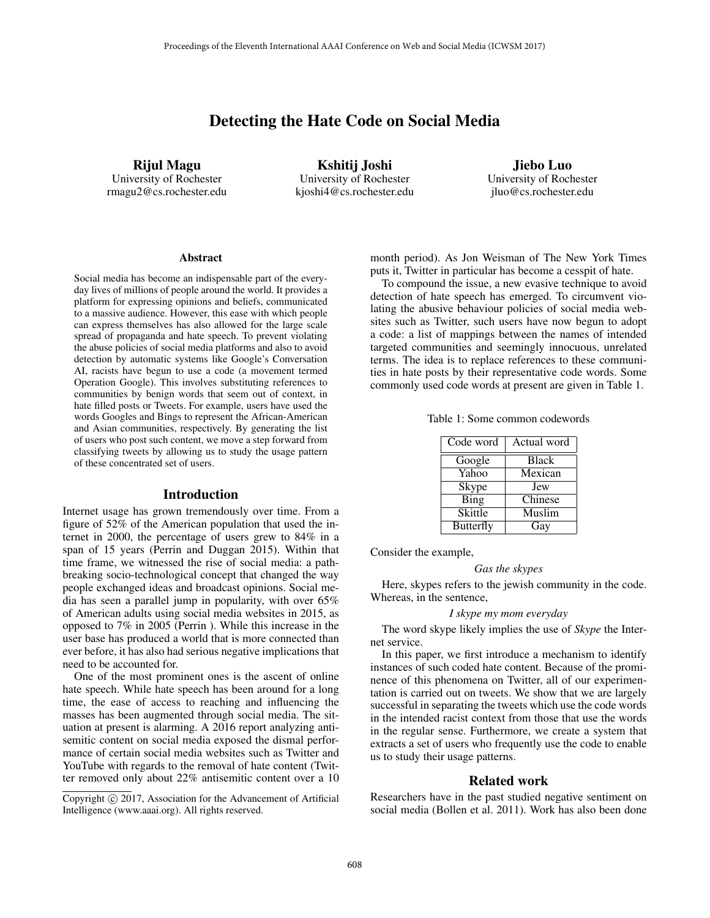# Detecting the Hate Code on Social Media

**Rijul Magu**
University of Rochester
rmagu2@cs.rochester.edu

**Kshitij Joshi**
University of Rochester
kjoshi4@cs.rochester.edu

**Jiebo Luo**
University of Rochester
jluo@cs.rochester.edu

## Abstract

Social media has become an indispensable part of the everyday lives of millions of people around the world. It provides a platform for expressing opinions and beliefs, communicated to a massive audience. However, this ease with which people can express themselves has also allowed for the large scale spread of propaganda and hate speech. To prevent violating the abuse policies of social media platforms and also to avoid detection by automatic systems like Google's Conversation AI, racists have begun to use a code (a movement termed Operation Google). This involves substituting references to communities by benign words that seem out of context, in hate filled posts or Tweets. For example, users have used the words Googles and Bings to represent the African-American and Asian communities, respectively. By generating the list of users who post such content, we move a step forward from classifying tweets by allowing us to study the usage pattern of these concentrated set of users.

## Introduction

Internet usage has grown tremendously over time. From a figure of 52% of the American population that used the internet in 2000, the percentage of users grew to 84% in a span of 15 years (Perrin and Duggan 2015). Within that time frame, we witnessed the rise of social media: a path-breaking socio-technological concept that changed the way people exchanged ideas and broadcast opinions. Social media has seen a parallel jump in popularity, with over 65% of American adults using social media websites in 2015, as opposed to 7% in 2005 (Perrin ). While this increase in the user base has produced a world that is more connected than ever before, it has also had serious negative implications that need to be accounted for.

One of the most prominent ones is the ascent of online hate speech. While hate speech has been around for a long time, the ease of access to reaching and influencing the masses has been augmented through social media. The situation at present is alarming. A 2016 report analyzing antisemitic content on social media exposed the dismal performance of certain social media websites such as Twitter and YouTube with regards to the removal of hate content (Twitter removed only about 22% antisemitic content over a 10 month period). As Jon Weisman of The New York Times puts it, Twitter in particular has become a cesspit of hate.

To compound the issue, a new evasive technique to avoid detection of hate speech has emerged. To circumvent violating the abusive behaviour policies of social media websites such as Twitter, such users have now begun to adopt a code: a list of mappings between the names of intended targeted communities and seemingly innocuous, unrelated terms. The idea is to replace references to these communities in hate posts by their representative code words. Some commonly used code words at present are given in Table 1.

Table 1: Some common codewords

| Code word | Actual word |
|---|---|
| Google | Black |
| Yahoo | Mexican |
| Skype | Jew |
| Bing | Chinese |
| Skittle | Muslim |
| Butterfly | Gay |

Consider the example,

*Gas the skypes*

Here, skypes refers to the jewish community in the code. Whereas, in the sentence,

*I skype my mom everyday*

The word skype likely implies the use of *Skype* the Internet service.

In this paper, we first introduce a mechanism to identify instances of such coded hate content. Because of the prominence of this phenomena on Twitter, all of our experimentation is carried out on tweets. We show that we are largely successful in separating the tweets which use the code words in the intended racist context from those that use the words in the regular sense. Furthermore, we create a system that extracts a set of users who frequently use the code to enable us to study their usage patterns.

## Related work

Researchers have in the past studied negative sentiment on social media (Bollen et al. 2011). Work has also been done

Copyright © 2017, Association for the Advancement of Artificial Intelligence (www.aaai.org). All rights reserved.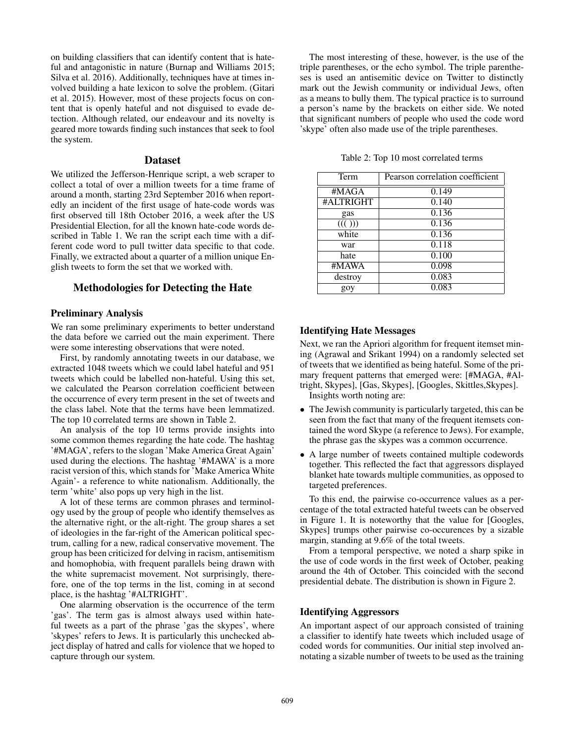on building classifiers that can identify content that is hateful and antagonistic in nature (Burnap and Williams 2015; Silva et al. 2016). Additionally, techniques have at times involved building a hate lexicon to solve the problem. (Gitari et al. 2015). However, most of these projects focus on content that is openly hateful and not disguised to evade detection. Although related, our endeavour and its novelty is geared more towards finding such instances that seek to fool the system.

## Dataset

We utilized the Jefferson-Henrique script, a web scraper to collect a total of over a million tweets for a time frame of around a month, starting 23rd September 2016 when reportedly an incident of the first usage of hate-code words was first observed till 18th October 2016, a week after the US Presidential Election, for all the known hate-code words described in Table 1. We ran the script each time with a different code word to pull twitter data specific to that code. Finally, we extracted about a quarter of a million unique English tweets to form the set that we worked with.

## Methodologies for Detecting the Hate

### Preliminary Analysis

We ran some preliminary experiments to better understand the data before we carried out the main experiment. There were some interesting observations that were noted.

First, by randomly annotating tweets in our database, we extracted 1048 tweets which we could label hateful and 951 tweets which could be labelled non-hateful. Using this set, we calculated the Pearson correlation coefficient between the occurrence of every term present in the set of tweets and the class label. Note that the terms have been lemmatized. The top 10 correlated terms are shown in Table 2.

An analysis of the top 10 terms provide insights into some common themes regarding the hate code. The hashtag '#MAGA', refers to the slogan 'Make America Great Again' used during the elections. The hashtag '#MAWA' is a more racist version of this, which stands for 'Make America White Again'- a reference to white nationalism. Additionally, the term 'white' also pops up very high in the list.

A lot of these terms are common phrases and terminology used by the group of people who identify themselves as the alternative right, or the alt-right. The group shares a set of ideologies in the far-right of the American political spectrum, calling for a new, radical conservative movement. The group has been criticized for delving in racism, antisemitism and homophobia, with frequent parallels being drawn with the white supremacist movement. Not surprisingly, therefore, one of the top terms in the list, coming in at second place, is the hashtag '#ALTRIGHT'.

One alarming observation is the occurrence of the term 'gas'. The term gas is almost always used within hateful tweets as a part of the phrase 'gas the skypes', where 'skypes' refers to Jews. It is particularly this unchecked abject display of hatred and calls for violence that we hoped to capture through our system.

The most interesting of these, however, is the use of the triple parentheses, or the echo symbol. The triple parentheses is used an antisemitic device on Twitter to distinctly mark out the Jewish community or individual Jews, often as a means to bully them. The typical practice is to surround a person's name by the brackets on either side. We noted that significant numbers of people who used the code word 'skype' often also made use of the triple parentheses.

Table 2: Top 10 most correlated terms

| Term | Pearson correlation coefficient |
| --- | --- |
| #MAGA | 0.149 |
| #ALTRIGHT | 0.140 |
| gas | 0.136 |
| ((( ))) | 0.136 |
| white | 0.136 |
| war | 0.118 |
| hate | 0.100 |
| #MAWA | 0.098 |
| destroy | 0.083 |
| goy | 0.083 |

### Identifying Hate Messages

Next, we ran the Apriori algorithm for frequent itemset mining (Agrawal and Srikant 1994) on a randomly selected set of tweets that we identified as being hateful. Some of the primary frequent patterns that emerged were: [#MAGA, #Altright, Skypes], [Gas, Skypes], [Googles, Skittles,Skypes]. Insights worth noting are:

- The Jewish community is particularly targeted, this can be seen from the fact that many of the frequent itemsets contained the word Skype (a reference to Jews). For example, the phrase gas the skypes was a common occurrence.
- A large number of tweets contained multiple codewords together. This reflected the fact that aggressors displayed blanket hate towards multiple communities, as opposed to targeted preferences.

To this end, the pairwise co-occurrence values as a percentage of the total extracted hateful tweets can be observed in Figure 1. It is noteworthy that the value for [Googles, Skypes] trumps other pairwise co-occurences by a sizable margin, standing at 9.6% of the total tweets.

From a temporal perspective, we noted a sharp spike in the use of code words in the first week of October, peaking around the 4th of October. This coincided with the second presidential debate. The distribution is shown in Figure 2.

### Identifying Aggressors

An important aspect of our approach consisted of training a classifier to identify hate tweets which included usage of coded words for communities. Our initial step involved annotating a sizable number of tweets to be used as the training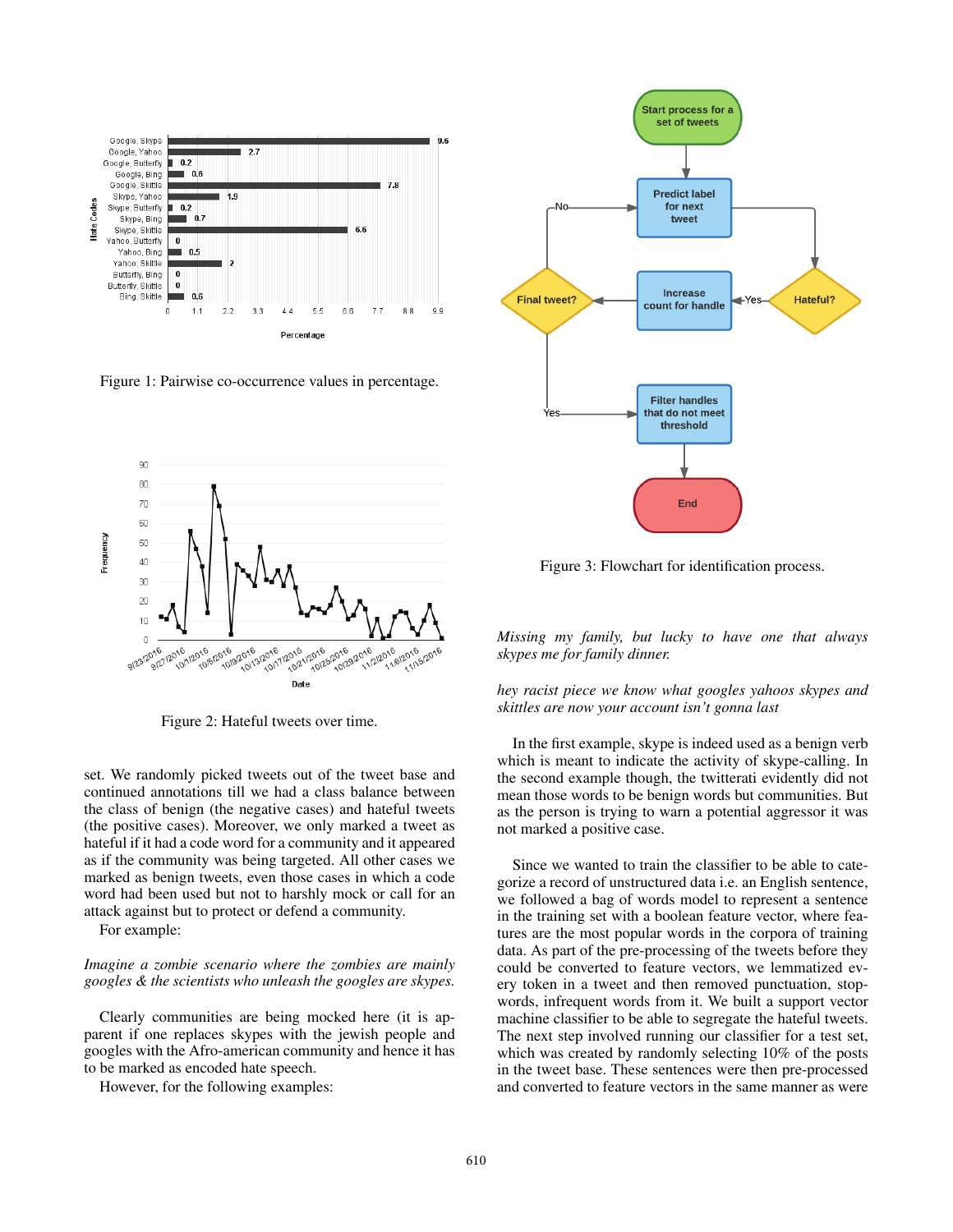Figure 1: Pairwise co-occurrence values in percentage.

Figure 2: Hateful tweets over time.

set. We randomly picked tweets out of the tweet base and continued annotations till we had a class balance between the class of benign (the negative cases) and hateful tweets (the positive cases). Moreover, we only marked a tweet as hateful if it had a code word for a community and it appeared as if the community was being targeted. All other cases we marked as benign tweets, even those cases in which a code word had been used but not to harshly mock or call for an attack against but to protect or defend a community.

For example:

*Imagine a zombie scenario where the zombies are mainly googles & the scientists who unleash the googles are skypes.*

Clearly communities are being mocked here (it is apparent if one replaces skypes with the jewish people and googles with the Afro-american community and hence it has to be marked as encoded hate speech.

However, for the following examples:

Figure 3: Flowchart for identification process.

*Missing my family, but lucky to have one that always skypes me for family dinner.*

*hey racist piece we know what googles yahoos skypes and skittles are now your account isn't gonna last*

In the first example, skype is indeed used as a benign verb which is meant to indicate the activity of skype-calling. In the second example though, the twitterati evidently did not mean those words to be benign words but communities. But as the person is trying to warn a potential aggressor it was not marked a positive case.

Since we wanted to train the classifier to be able to categorize a record of unstructured data i.e. an English sentence, we followed a bag of words model to represent a sentence in the training set with a boolean feature vector, where features are the most popular words in the corpora of training data. As part of the pre-processing of the tweets before they could be converted to feature vectors, we lemmatized every token in a tweet and then removed punctuation, stopwords, infrequent words from it. We built a support vector machine classifier to be able to segregate the hateful tweets. The next step involved running our classifier for a test set, which was created by randomly selecting 10% of the posts in the tweet base. These sentences were then pre-processed and converted to feature vectors in the same manner as were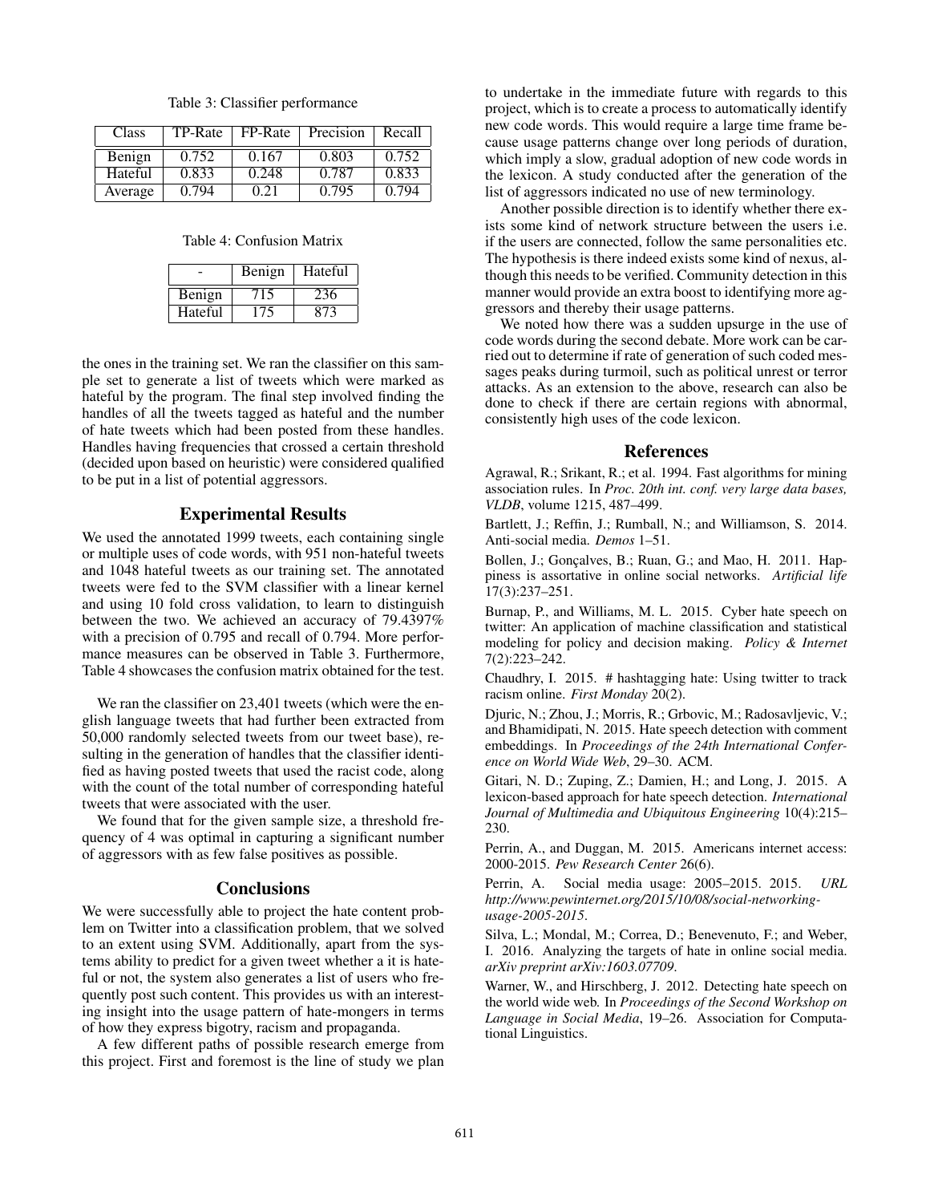Table 3: Classifier performance

| Class | TP-Rate | FP-Rate | Precision | Recall |
|---|---|---|---|---|
| Benign | 0.752 | 0.167 | 0.803 | 0.752 |
| Hateful | 0.833 | 0.248 | 0.787 | 0.833 |
| Average | 0.794 | 0.21 | 0.795 | 0.794 |

Table 4: Confusion Matrix

| - | Benign | Hateful |
|---|---|---|
| Benign | 715 | 236 |
| Hateful | 175 | 873 |

the ones in the training set. We ran the classifier on this sample set to generate a list of tweets which were marked as hateful by the program. The final step involved finding the handles of all the tweets tagged as hateful and the number of hate tweets which had been posted from these handles. Handles having frequencies that crossed a certain threshold (decided upon based on heuristic) were considered qualified to be put in a list of potential aggressors.

## Experimental Results

We used the annotated 1999 tweets, each containing single or multiple uses of code words, with 951 non-hateful tweets and 1048 hateful tweets as our training set. The annotated tweets were fed to the SVM classifier with a linear kernel and using 10 fold cross validation, to learn to distinguish between the two. We achieved an accuracy of 79.4397% with a precision of 0.795 and recall of 0.794. More performance measures can be observed in Table 3. Furthermore, Table 4 showcases the confusion matrix obtained for the test.

We ran the classifier on 23,401 tweets (which were the english language tweets that had further been extracted from 50,000 randomly selected tweets from our tweet base), resulting in the generation of handles that the classifier identified as having posted tweets that used the racist code, along with the count of the total number of corresponding hateful tweets that were associated with the user.

We found that for the given sample size, a threshold frequency of 4 was optimal in capturing a significant number of aggressors with as few false positives as possible.

## Conclusions

We were successfully able to project the hate content problem on Twitter into a classification problem, that we solved to an extent using SVM. Additionally, apart from the systems ability to predict for a given tweet whether a it is hateful or not, the system also generates a list of users who frequently post such content. This provides us with an interesting insight into the usage pattern of hate-mongers in terms of how they express bigotry, racism and propaganda.

A few different paths of possible research emerge from this project. First and foremost is the line of study we plan to undertake in the immediate future with regards to this project, which is to create a process to automatically identify new code words. This would require a large time frame because usage patterns change over long periods of duration, which imply a slow, gradual adoption of new code words in the lexicon. A study conducted after the generation of the list of aggressors indicated no use of new terminology.

Another possible direction is to identify whether there exists some kind of network structure between the users i.e. if the users are connected, follow the same personalities etc. The hypothesis is there indeed exists some kind of nexus, although this needs to be verified. Community detection in this manner would provide an extra boost to identifying more aggressors and thereby their usage patterns.

We noted how there was a sudden upsurge in the use of code words during the second debate. More work can be carried out to determine if rate of generation of such coded messages peaks during turmoil, such as political unrest or terror attacks. As an extension to the above, research can also be done to check if there are certain regions with abnormal, consistently high uses of the code lexicon.

## References

Agrawal, R.; Srikant, R.; et al. 1994. Fast algorithms for mining association rules. In *Proc. 20th int. conf. very large data bases, VLDB*, volume 1215, 487–499.

Bartlett, J.; Reffin, J.; Rumball, N.; and Williamson, S. 2014. Anti-social media. *Demos* 1–51.

Bollen, J.; Gonçalves, B.; Ruan, G.; and Mao, H. 2011. Happiness is assortative in online social networks. *Artificial life* 17(3):237–251.

Burnap, P., and Williams, M. L. 2015. Cyber hate speech on twitter: An application of machine classification and statistical modeling for policy and decision making. *Policy & Internet* 7(2):223–242.

Chaudhry, I. 2015. # hashtagging hate: Using twitter to track racism online. *First Monday* 20(2).

Djuric, N.; Zhou, J.; Morris, R.; Grbovic, M.; Radosavljevic, V.; and Bhamidipati, N. 2015. Hate speech detection with comment embeddings. In *Proceedings of the 24th International Conference on World Wide Web*, 29–30. ACM.

Gitari, N. D.; Zuping, Z.; Damien, H.; and Long, J. 2015. A lexicon-based approach for hate speech detection. *International Journal of Multimedia and Ubiquitous Engineering* 10(4):215–230.

Perrin, A., and Duggan, M. 2015. Americans internet access: 2000-2015. *Pew Research Center* 26(6).

Perrin, A. Social media usage: 2005–2015. 2015. *URL http://www.pewinternet.org/2015/10/08/social-networking-usage-2005-2015*.

Silva, L.; Mondal, M.; Correa, D.; Benevenuto, F.; and Weber, I. 2016. Analyzing the targets of hate in online social media. *arXiv preprint arXiv:1603.07709*.

Warner, W., and Hirschberg, J. 2012. Detecting hate speech on the world wide web. In *Proceedings of the Second Workshop on Language in Social Media*, 19–26. Association for Computational Linguistics.